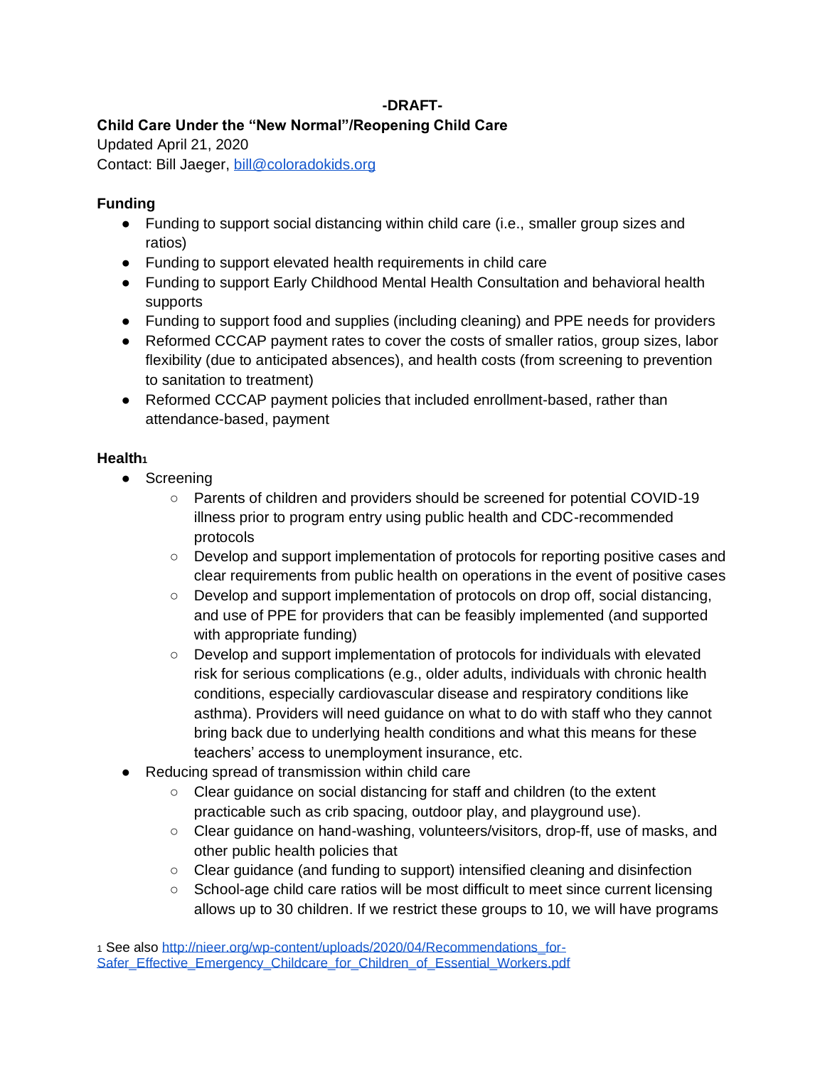**-DRAFT-**

**Child Care Under the "New Normal"/Reopening Child Care**

Updated April 21, 2020

Contact: Bill Jaeger, bill@coloradokids.org

## Funding

- Funding to support social distancing within child care (i.e., smaller group sizes and ratios)
- Funding to support elevated health requirements in child care
- Funding to support Early Childhood Mental Health Consultation and behavioral health supports
- Funding to support food and supplies (including cleaning) and PPE needs for providers
- Reformed CCCAP payment rates to cover the costs of smaller ratios, group sizes, labor flexibility (due to anticipated absences), and health costs (from screening to prevention to sanitation to treatment)
- Reformed CCCAP payment policies that included enrollment-based, rather than attendance-based, payment

## Health[1]

- Screening
    - Parents of children and providers should be screened for potential COVID-19 illness prior to program entry using public health and CDC-recommended protocols
    - Develop and support implementation of protocols for reporting positive cases and clear requirements from public health on operations in the event of positive cases
    - Develop and support implementation of protocols on drop off, social distancing, and use of PPE for providers that can be feasibly implemented (and supported with appropriate funding)
    - Develop and support implementation of protocols for individuals with elevated risk for serious complications (e.g., older adults, individuals with chronic health conditions, especially cardiovascular disease and respiratory conditions like asthma). Providers will need guidance on what to do with staff who they cannot bring back due to underlying health conditions and what this means for these teachers' access to unemployment insurance, etc.
- Reducing spread of transmission within child care
    - Clear guidance on social distancing for staff and children (to the extent practicable such as crib spacing, outdoor play, and playground use).
    - Clear guidance on hand-washing, volunteers/visitors, drop-ff, use of masks, and other public health policies that
    - Clear guidance (and funding to support) intensified cleaning and disinfection
    - School-age child care ratios will be most difficult to meet since current licensing allows up to 30 children. If we restrict these groups to 10, we will have programs

[1] See also http://nieer.org/wp-content/uploads/2020/04/Recommendations_for-Safer_Effective_Emergency_Childcare_for_Children_of_Essential_Workers.pdf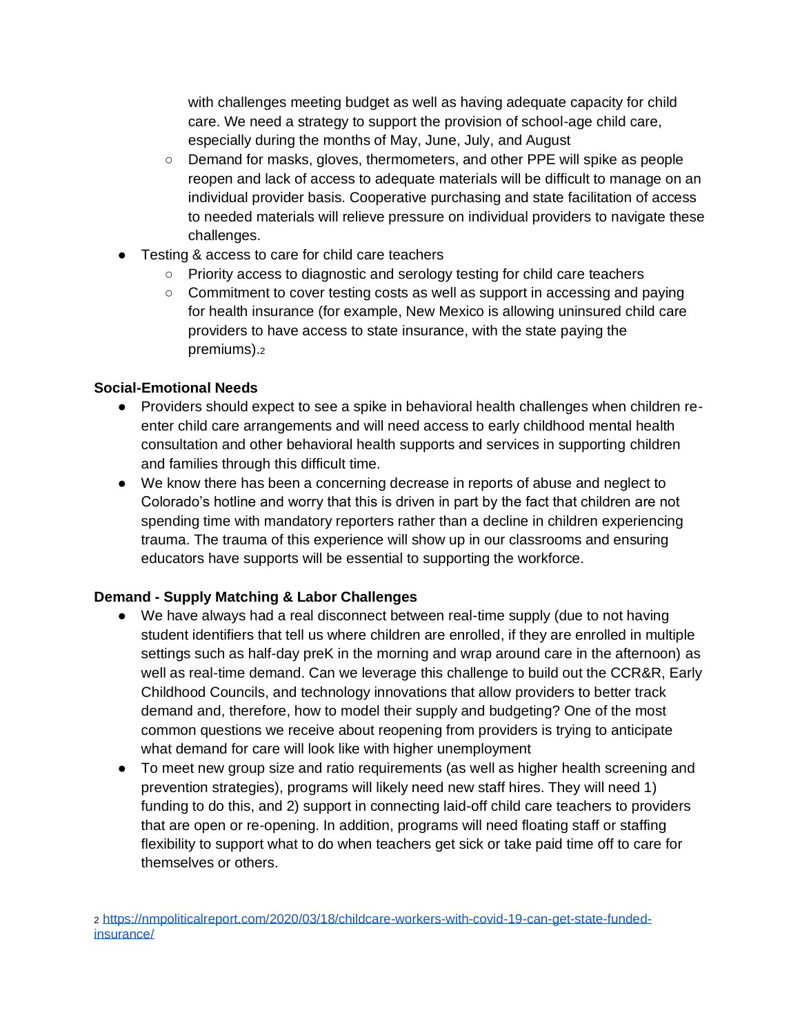- with challenges meeting budget as well as having adequate capacity for child care. We need a strategy to support the provision of school-age child care, especially during the months of May, June, July, and August
    - Demand for masks, gloves, thermometers, and other PPE will spike as people reopen and lack of access to adequate materials will be difficult to manage on an individual provider basis. Cooperative purchasing and state facilitation of access to needed materials will relieve pressure on individual providers to navigate these challenges.
- Testing & access to care for child care teachers
    - Priority access to diagnostic and serology testing for child care teachers
    - Commitment to cover testing costs as well as support in accessing and paying for health insurance (for example, New Mexico is allowing uninsured child care providers to have access to state insurance, with the state paying the premiums).[2]

**Social-Emotional Needs**

- Providers should expect to see a spike in behavioral health challenges when children re-enter child care arrangements and will need access to early childhood mental health consultation and other behavioral health supports and services in supporting children and families through this difficult time.
- We know there has been a concerning decrease in reports of abuse and neglect to Colorado's hotline and worry that this is driven in part by the fact that children are not spending time with mandatory reporters rather than a decline in children experiencing trauma. The trauma of this experience will show up in our classrooms and ensuring educators have supports will be essential to supporting the workforce.

**Demand - Supply Matching & Labor Challenges**

- We have always had a real disconnect between real-time supply (due to not having student identifiers that tell us where children are enrolled, if they are enrolled in multiple settings such as half-day preK in the morning and wrap around care in the afternoon) as well as real-time demand. Can we leverage this challenge to build out the CCR&R, Early Childhood Councils, and technology innovations that allow providers to better track demand and, therefore, how to model their supply and budgeting? One of the most common questions we receive about reopening from providers is trying to anticipate what demand for care will look like with higher unemployment
- To meet new group size and ratio requirements (as well as higher health screening and prevention strategies), programs will likely need new staff hires. They will need 1) funding to do this, and 2) support in connecting laid-off child care teachers to providers that are open or re-opening. In addition, programs will need floating staff or staffing flexibility to support what to do when teachers get sick or take paid time off to care for themselves or others.

[2] https://nmpoliticalreport.com/2020/03/18/childcare-workers-with-covid-19-can-get-state-funded-insurance/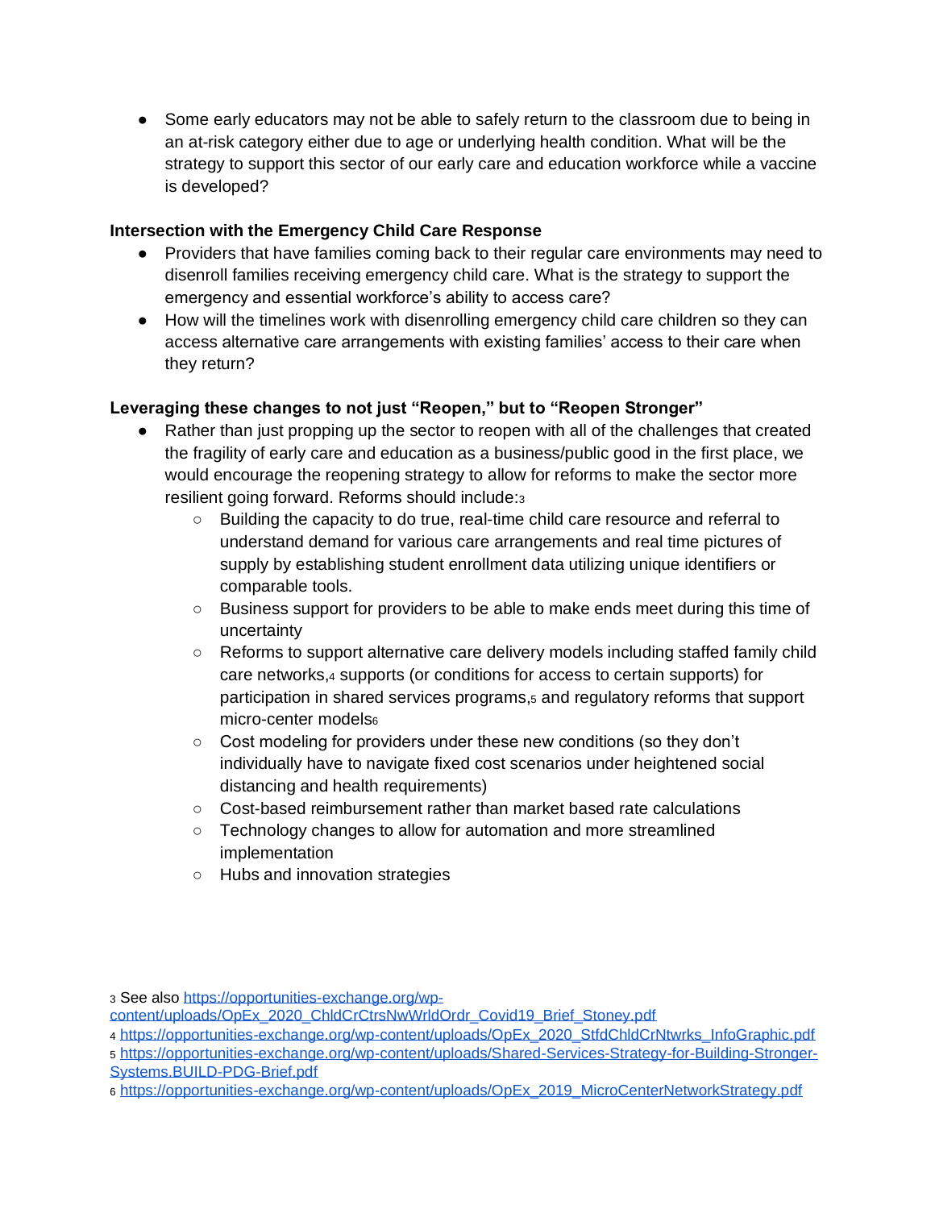- Some early educators may not be able to safely return to the classroom due to being in an at-risk category either due to age or underlying health condition. What will be the strategy to support this sector of our early care and education workforce while a vaccine is developed?

**Intersection with the Emergency Child Care Response**

- Providers that have families coming back to their regular care environments may need to disenroll families receiving emergency child care. What is the strategy to support the emergency and essential workforce's ability to access care?
- How will the timelines work with disenrolling emergency child care children so they can access alternative care arrangements with existing families' access to their care when they return?

**Leveraging these changes to not just "Reopen," but to "Reopen Stronger"**

- Rather than just propping up the sector to reopen with all of the challenges that created the fragility of early care and education as a business/public good in the first place, we would encourage the reopening strategy to allow for reforms to make the sector more resilient going forward. Reforms should include:[3]
  - Building the capacity to do true, real-time child care resource and referral to understand demand for various care arrangements and real time pictures of supply by establishing student enrollment data utilizing unique identifiers or comparable tools.
  - Business support for providers to be able to make ends meet during this time of uncertainty
  - Reforms to support alternative care delivery models including staffed family child care networks,[4] supports (or conditions for access to certain supports) for participation in shared services programs,[5] and regulatory reforms that support micro-center models[6]
  - Cost modeling for providers under these new conditions (so they don't individually have to navigate fixed cost scenarios under heightened social distancing and health requirements)
  - Cost-based reimbursement rather than market based rate calculations
  - Technology changes to allow for automation and more streamlined implementation
  - Hubs and innovation strategies

[3] See also https://opportunities-exchange.org/wp-content/uploads/OpEx_2020_ChldCrCtrsNwWrldOrdr_Covid19_Brief_Stoney.pdf
[4] https://opportunities-exchange.org/wp-content/uploads/OpEx_2020_StfdChldCrNtwrks_InfoGraphic.pdf
[5] https://opportunities-exchange.org/wp-content/uploads/Shared-Services-Strategy-for-Building-Stronger-Systems.BUILD-PDG-Brief.pdf
[6] https://opportunities-exchange.org/wp-content/uploads/OpEx_2019_MicroCenterNetworkStrategy.pdf